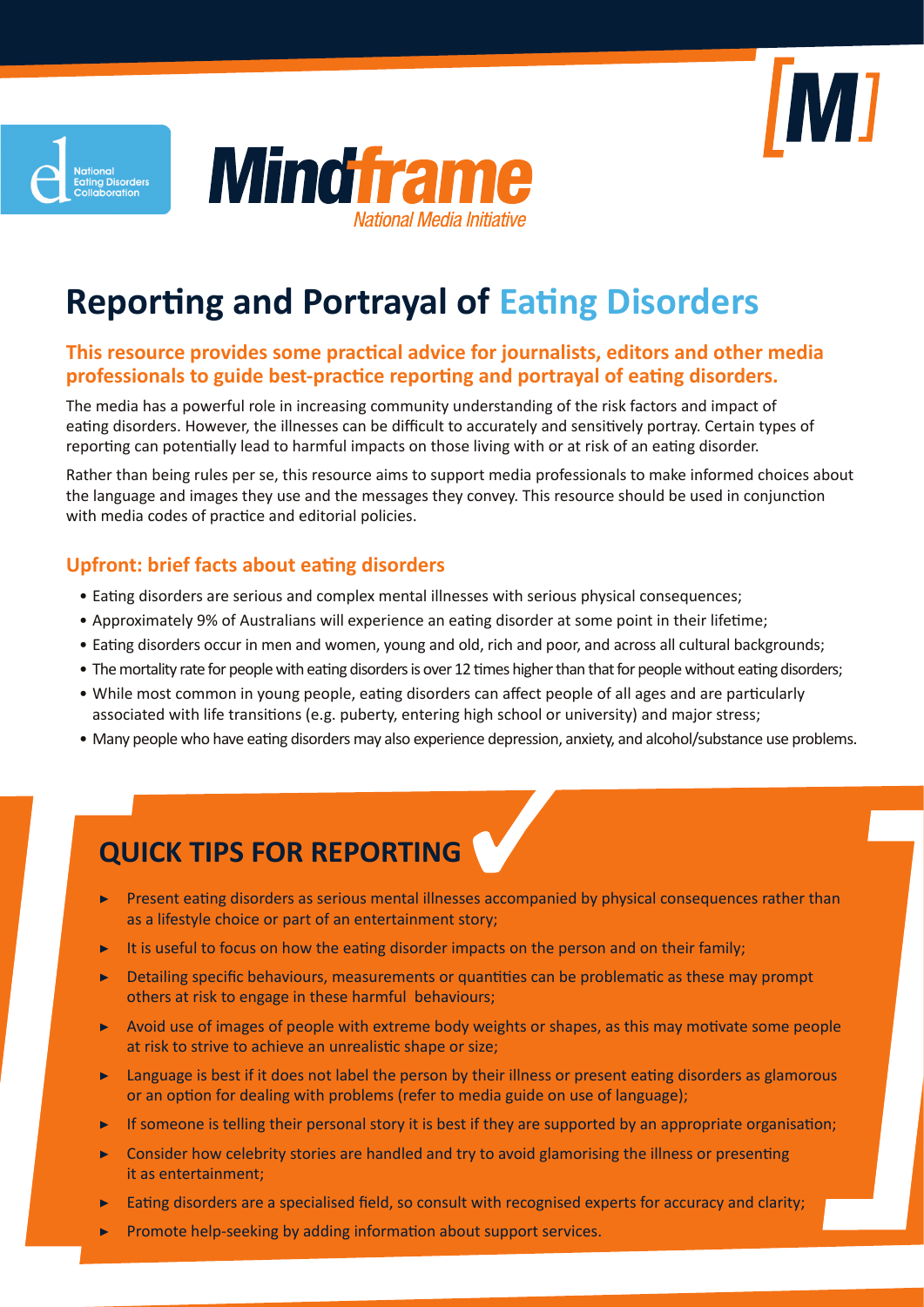# Reporting and Portrayal of Eating Disorders

**This resource provides some practical advice for journalists, editors and other media professionals to guide best-practice reporting and portrayal of eating disorders.**

The media has a powerful role in increasing community understanding of the risk factors and impact of eating disorders. However, the illnesses can be difficult to accurately and sensitively portray. Certain types of reporting can potentially lead to harmful impacts on those living with or at risk of an eating disorder.

Rather than being rules per se, this resource aims to support media professionals to make informed choices about the language and images they use and the messages they convey. This resource should be used in conjunction with media codes of practice and editorial policies.

## Upfront: brief facts about eating disorders

- Eating disorders are serious and complex mental illnesses with serious physical consequences;
- Approximately 9% of Australians will experience an eating disorder at some point in their lifetime;
- Eating disorders occur in men and women, young and old, rich and poor, and across all cultural backgrounds;
- The mortality rate for people with eating disorders is over 12 times higher than that for people without eating disorders;
- While most common in young people, eating disorders can affect people of all ages and are particularly associated with life transitions (e.g. puberty, entering high school or university) and major stress;
- Many people who have eating disorders may also experience depression, anxiety, and alcohol/substance use problems.

## QUICK TIPS FOR REPORTING

- Present eating disorders as serious mental illnesses accompanied by physical consequences rather than as a lifestyle choice or part of an entertainment story;
- It is useful to focus on how the eating disorder impacts on the person and on their family;
- Detailing specific behaviours, measurements or quantities can be problematic as these may prompt others at risk to engage in these harmful behaviours;
- Avoid use of images of people with extreme body weights or shapes, as this may motivate some people at risk to strive to achieve an unrealistic shape or size;
- Language is best if it does not label the person by their illness or present eating disorders as glamorous or an option for dealing with problems (refer to media guide on use of language);
- If someone is telling their personal story it is best if they are supported by an appropriate organisation;
- Consider how celebrity stories are handled and try to avoid glamorising the illness or presenting it as entertainment;
- Eating disorders are a specialised field, so consult with recognised experts for accuracy and clarity;
- Promote help-seeking by adding information about support services.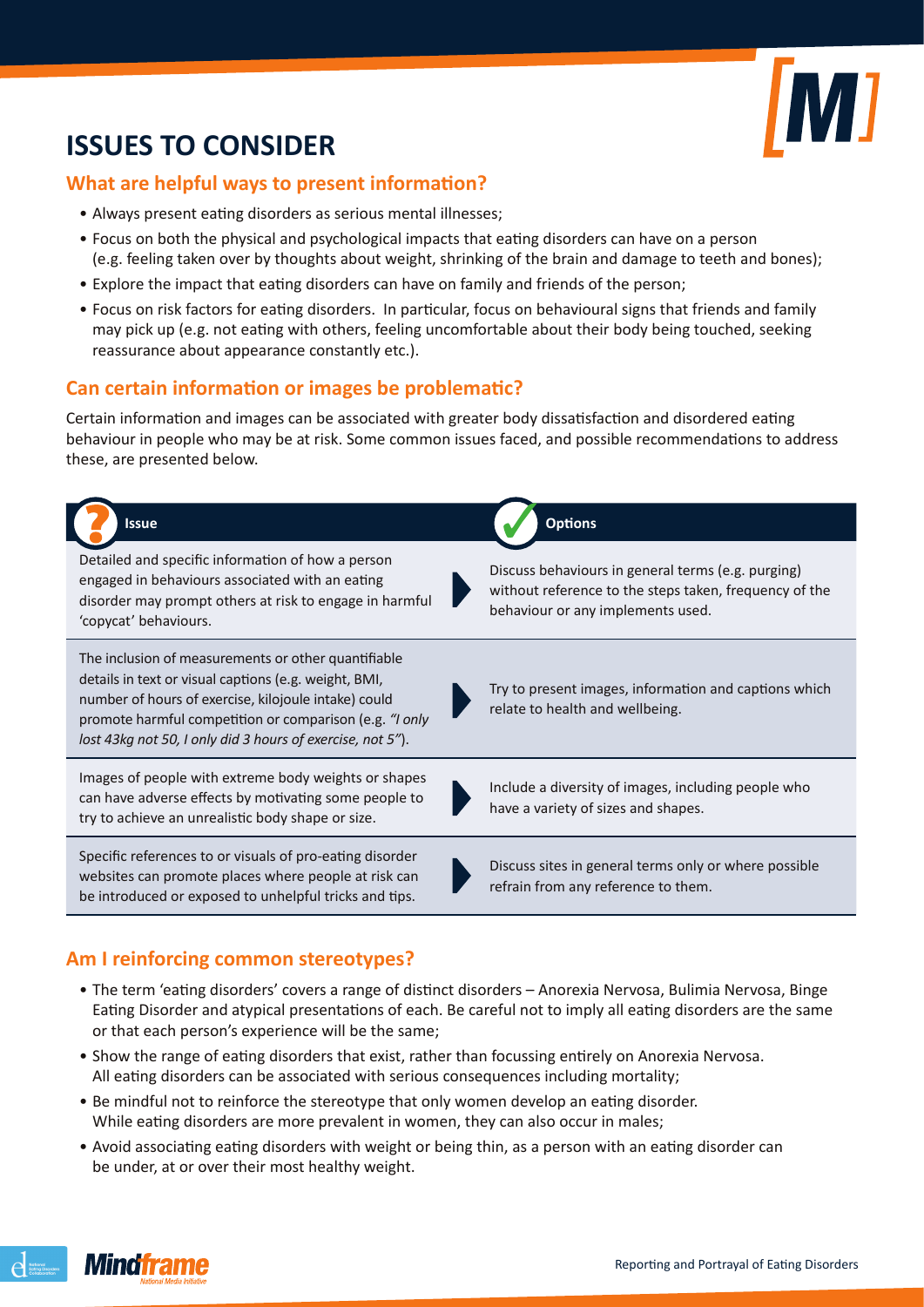# ISSUES TO CONSIDER

## What are helpful ways to present information?

- Always present eating disorders as serious mental illnesses;
- Focus on both the physical and psychological impacts that eating disorders can have on a person (e.g. feeling taken over by thoughts about weight, shrinking of the brain and damage to teeth and bones);
- Explore the impact that eating disorders can have on family and friends of the person;
- Focus on risk factors for eating disorders. In particular, focus on behavioural signs that friends and family may pick up (e.g. not eating with others, feeling uncomfortable about their body being touched, seeking reassurance about appearance constantly etc.).

## Can certain information or images be problematic?

Certain information and images can be associated with greater body dissatisfaction and disordered eating behaviour in people who may be at risk. Some common issues faced, and possible recommendations to address these, are presented below.

| Issue | Options |
| --- | --- |
| Detailed and specific information of how a person engaged in behaviours associated with an eating disorder may prompt others at risk to engage in harmful 'copycat' behaviours. | Discuss behaviours in general terms (e.g. purging) without reference to the steps taken, frequency of the behaviour or any implements used. |
| The inclusion of measurements or other quantifiable details in text or visual captions (e.g. weight, BMI, number of hours of exercise, kilojoule intake) could promote harmful competition or comparison (e.g. *"I only lost 43kg not 50, I only did 3 hours of exercise, not 5"*). | Try to present images, information and captions which relate to health and wellbeing. |
| Images of people with extreme body weights or shapes can have adverse effects by motivating some people to try to achieve an unrealistic body shape or size. | Include a diversity of images, including people who have a variety of sizes and shapes. |
| Specific references to or visuals of pro-eating disorder websites can promote places where people at risk can be introduced or exposed to unhelpful tricks and tips. | Discuss sites in general terms only or where possible refrain from any reference to them. |

## Am I reinforcing common stereotypes?

- The term 'eating disorders' covers a range of distinct disorders – Anorexia Nervosa, Bulimia Nervosa, Binge Eating Disorder and atypical presentations of each. Be careful not to imply all eating disorders are the same or that each person's experience will be the same;
- Show the range of eating disorders that exist, rather than focussing entirely on Anorexia Nervosa. All eating disorders can be associated with serious consequences including mortality;
- Be mindful not to reinforce the stereotype that only women develop an eating disorder. While eating disorders are more prevalent in women, they can also occur in males;
- Avoid associating eating disorders with weight or being thin, as a person with an eating disorder can be under, at or over their most healthy weight.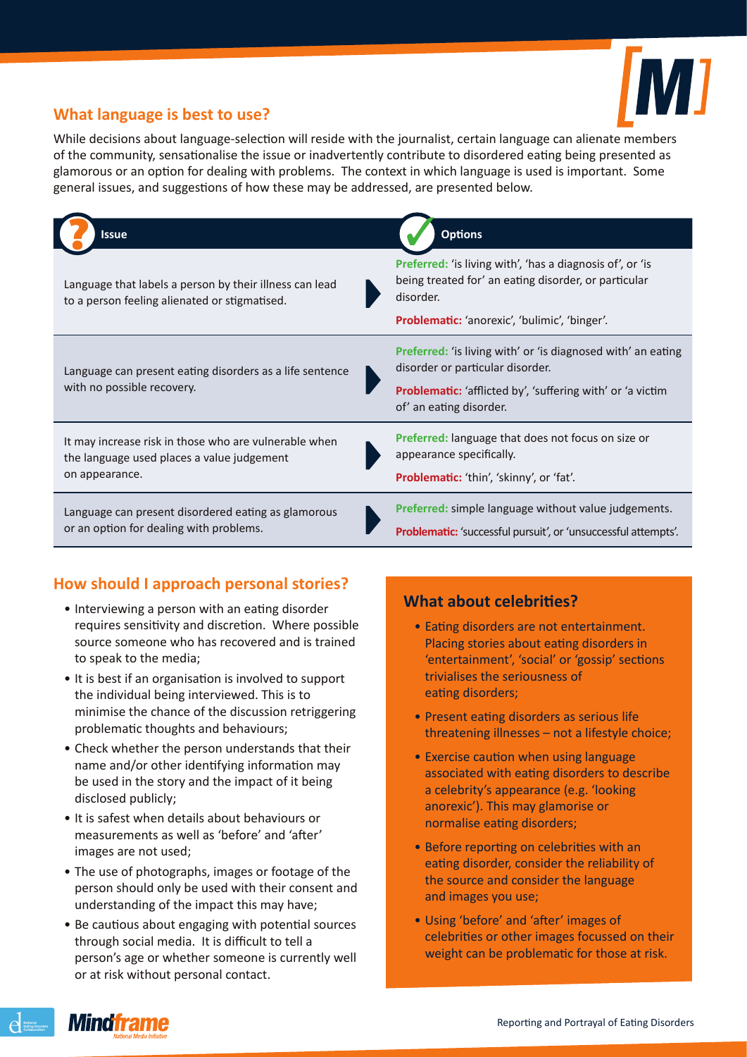## What language is best to use?

While decisions about language-selection will reside with the journalist, certain language can alienate members of the community, sensationalise the issue or inadvertently contribute to disordered eating being presented as glamorous or an option for dealing with problems. The context in which language is used is important. Some general issues, and suggestions of how these may be addressed, are presented below.

| Issue | Options |
|---|---|
| Language that labels a person by their illness can lead to a person feeling alienated or stigmatised. | **Preferred:** 'is living with', 'has a diagnosis of', or 'is being treated for' an eating disorder, or particular disorder. **Problematic:** 'anorexic', 'bulimic', 'binger'. |
| Language can present eating disorders as a life sentence with no possible recovery. | **Preferred:** 'is living with' or 'is diagnosed with' an eating disorder or particular disorder. **Problematic:** 'afflicted by', 'suffering with' or 'a victim of' an eating disorder. |
| It may increase risk in those who are vulnerable when the language used places a value judgement on appearance. | **Preferred:** language that does not focus on size or appearance specifically. **Problematic:** 'thin', 'skinny', or 'fat'. |
| Language can present disordered eating as glamorous or an option for dealing with problems. | **Preferred:** simple language without value judgements. **Problematic:** 'successful pursuit', or 'unsuccessful attempts'. |

## How should I approach personal stories?

- Interviewing a person with an eating disorder requires sensitivity and discretion. Where possible source someone who has recovered and is trained to speak to the media;
- It is best if an organisation is involved to support the individual being interviewed. This is to minimise the chance of the discussion retriggering problematic thoughts and behaviours;
- Check whether the person understands that their name and/or other identifying information may be used in the story and the impact of it being disclosed publicly;
- It is safest when details about behaviours or measurements as well as 'before' and 'after' images are not used;
- The use of photographs, images or footage of the person should only be used with their consent and understanding of the impact this may have;
- Be cautious about engaging with potential sources through social media. It is difficult to tell a person's age or whether someone is currently well or at risk without personal contact.

## What about celebrities?

- Eating disorders are not entertainment. Placing stories about eating disorders in 'entertainment', 'social' or 'gossip' sections trivialises the seriousness of eating disorders;
- Present eating disorders as serious life threatening illnesses – not a lifestyle choice;
- Exercise caution when using language associated with eating disorders to describe a celebrity's appearance (e.g. 'looking anorexic'). This may glamorise or normalise eating disorders;
- Before reporting on celebrities with an eating disorder, consider the reliability of the source and consider the language and images you use;
- Using 'before' and 'after' images of celebrities or other images focussed on their weight can be problematic for those at risk.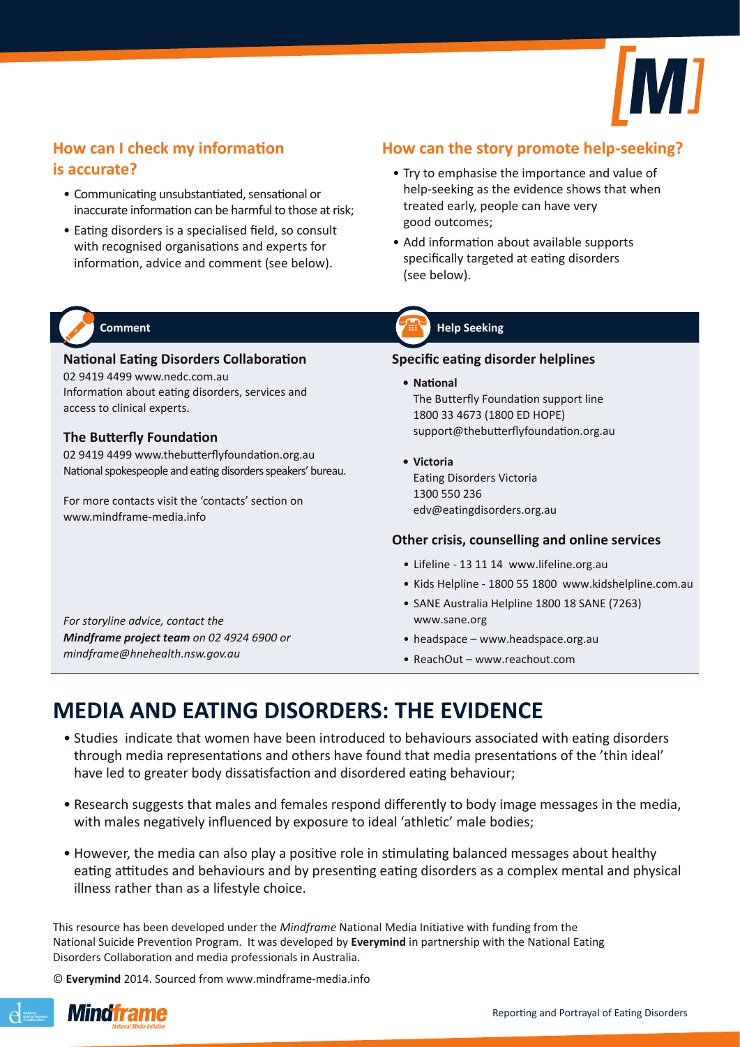## How can I check my information is accurate?

- Communicating unsubstantiated, sensational or inaccurate information can be harmful to those at risk;
- Eating disorders is a specialised field, so consult with recognised organisations and experts for information, advice and comment (see below).

## How can the story promote help-seeking?

- Try to emphasise the importance and value of help-seeking as the evidence shows that when treated early, people can have very good outcomes;
- Add information about available supports specifically targeted at eating disorders (see below).

### Comment

**National Eating Disorders Collaboration**
02 9419 4499 www.nedc.com.au
Information about eating disorders, services and access to clinical experts.

**The Butterfly Foundation**
02 9419 4499 www.thebutterflyfoundation.org.au
National spokespeople and eating disorders speakers' bureau.

For more contacts visit the 'contacts' section on www.mindframe-media.info

*For storyline advice, contact the* ***Mindframe project team*** *on 02 4924 6900 or mindframe@hnehealth.nsw.gov.au*

### Help Seeking

**Specific eating disorder helplines**

- **National**
  The Butterfly Foundation support line
  1800 33 4673 (1800 ED HOPE)
  support@thebutterflyfoundation.org.au
- **Victoria**
  Eating Disorders Victoria
  1300 550 236
  edv@eatingdisorders.org.au

**Other crisis, counselling and online services**

- Lifeline - 13 11 14 www.lifeline.org.au
- Kids Helpline - 1800 55 1800 www.kidshelpline.com.au
- SANE Australia Helpline 1800 18 SANE (7263) www.sane.org
- headspace – www.headspace.org.au
- ReachOut – www.reachout.com

# MEDIA AND EATING DISORDERS: THE EVIDENCE

- Studies indicate that women have been introduced to behaviours associated with eating disorders through media representations and others have found that media presentations of the 'thin ideal' have led to greater body dissatisfaction and disordered eating behaviour;
- Research suggests that males and females respond differently to body image messages in the media, with males negatively influenced by exposure to ideal 'athletic' male bodies;
- However, the media can also play a positive role in stimulating balanced messages about healthy eating attitudes and behaviours and by presenting eating disorders as a complex mental and physical illness rather than as a lifestyle choice.

This resource has been developed under the *Mindframe* National Media Initiative with funding from the National Suicide Prevention Program. It was developed by **Everymind** in partnership with the National Eating Disorders Collaboration and media professionals in Australia.

© **Everymind** 2014. Sourced from www.mindframe-media.info